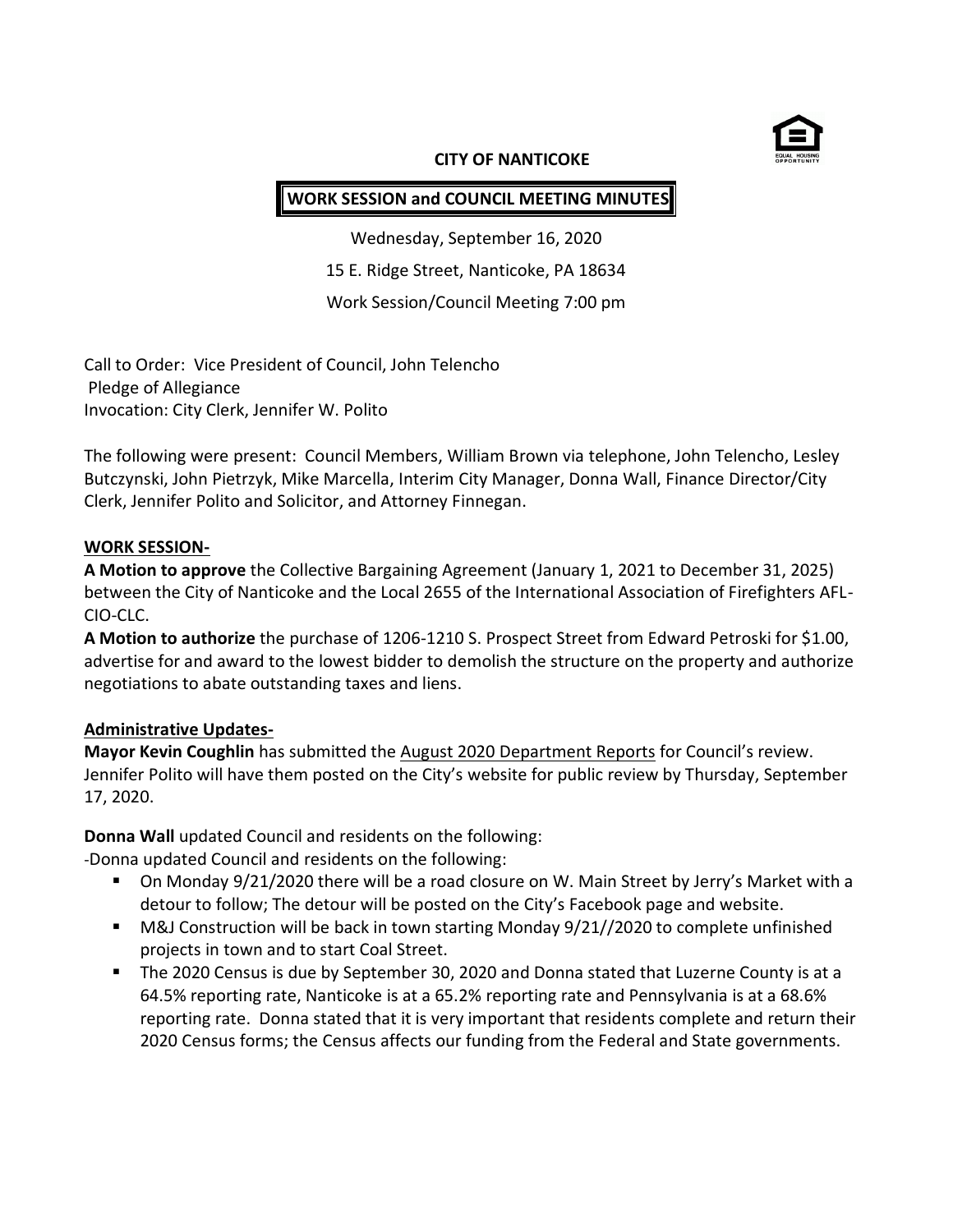**CITY OF NANTICOKE**

**WORK SESSION and COUNCIL MEETING MINUTES**

Wednesday, September 16, 2020

15 E. Ridge Street, Nanticoke, PA 18634

Work Session/Council Meeting 7:00 pm

Call to Order: Vice President of Council, John Telencho
Pledge of Allegiance
Invocation: City Clerk, Jennifer W. Polito

The following were present: Council Members, William Brown via telephone, John Telencho, Lesley Butczynski, John Pietrzyk, Mike Marcella, Interim City Manager, Donna Wall, Finance Director/City Clerk, Jennifer Polito and Solicitor, and Attorney Finnegan.

**WORK SESSION-**

**A Motion to approve** the Collective Bargaining Agreement (January 1, 2021 to December 31, 2025) between the City of Nanticoke and the Local 2655 of the International Association of Firefighters AFL-CIO-CLC.

**A Motion to authorize** the purchase of 1206-1210 S. Prospect Street from Edward Petroski for $1.00, advertise for and award to the lowest bidder to demolish the structure on the property and authorize negotiations to abate outstanding taxes and liens.

**Administrative Updates-**

**Mayor Kevin Coughlin** has submitted the August 2020 Department Reports for Council's review. Jennifer Polito will have them posted on the City's website for public review by Thursday, September 17, 2020.

**Donna Wall** updated Council and residents on the following:

-Donna updated Council and residents on the following:

- On Monday 9/21/2020 there will be a road closure on W. Main Street by Jerry's Market with a detour to follow; The detour will be posted on the City's Facebook page and website.
- M&J Construction will be back in town starting Monday 9/21//2020 to complete unfinished projects in town and to start Coal Street.
- The 2020 Census is due by September 30, 2020 and Donna stated that Luzerne County is at a 64.5% reporting rate, Nanticoke is at a 65.2% reporting rate and Pennsylvania is at a 68.6% reporting rate. Donna stated that it is very important that residents complete and return their 2020 Census forms; the Census affects our funding from the Federal and State governments.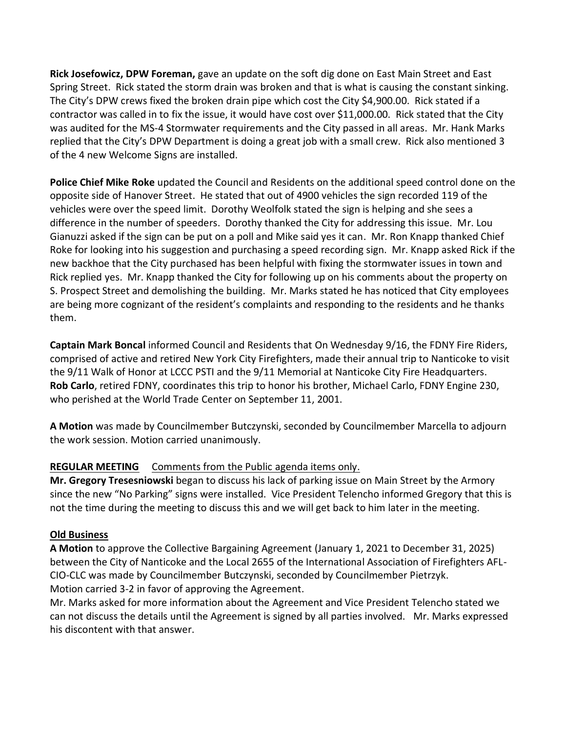**Rick Josefowicz, DPW Foreman,** gave an update on the soft dig done on East Main Street and East Spring Street. Rick stated the storm drain was broken and that is what is causing the constant sinking. The City's DPW crews fixed the broken drain pipe which cost the City $4,900.00. Rick stated if a contractor was called in to fix the issue, it would have cost over $11,000.00. Rick stated that the City was audited for the MS-4 Stormwater requirements and the City passed in all areas. Mr. Hank Marks replied that the City's DPW Department is doing a great job with a small crew. Rick also mentioned 3 of the 4 new Welcome Signs are installed.

**Police Chief Mike Roke** updated the Council and Residents on the additional speed control done on the opposite side of Hanover Street. He stated that out of 4900 vehicles the sign recorded 119 of the vehicles were over the speed limit. Dorothy Weolfolk stated the sign is helping and she sees a difference in the number of speeders. Dorothy thanked the City for addressing this issue. Mr. Lou Gianuzzi asked if the sign can be put on a poll and Mike said yes it can. Mr. Ron Knapp thanked Chief Roke for looking into his suggestion and purchasing a speed recording sign. Mr. Knapp asked Rick if the new backhoe that the City purchased has been helpful with fixing the stormwater issues in town and Rick replied yes. Mr. Knapp thanked the City for following up on his comments about the property on S. Prospect Street and demolishing the building. Mr. Marks stated he has noticed that City employees are being more cognizant of the resident's complaints and responding to the residents and he thanks them.

**Captain Mark Boncal** informed Council and Residents that On Wednesday 9/16, the FDNY Fire Riders, comprised of active and retired New York City Firefighters, made their annual trip to Nanticoke to visit the 9/11 Walk of Honor at LCCC PSTI and the 9/11 Memorial at Nanticoke City Fire Headquarters. **Rob Carlo**, retired FDNY, coordinates this trip to honor his brother, Michael Carlo, FDNY Engine 230, who perished at the World Trade Center on September 11, 2001.

**A Motion** was made by Councilmember Butczynski, seconded by Councilmember Marcella to adjourn the work session. Motion carried unanimously.

**<u>REGULAR MEETING</u>** <u>Comments from the Public agenda items only.</u>

**Mr. Gregory Tresesniowski** began to discuss his lack of parking issue on Main Street by the Armory since the new "No Parking" signs were installed. Vice President Telencho informed Gregory that this is not the time during the meeting to discuss this and we will get back to him later in the meeting.

**<u>Old Business</u>**

**A Motion** to approve the Collective Bargaining Agreement (January 1, 2021 to December 31, 2025) between the City of Nanticoke and the Local 2655 of the International Association of Firefighters AFL-CIO-CLC was made by Councilmember Butczynski, seconded by Councilmember Pietrzyk.
Motion carried 3-2 in favor of approving the Agreement.
Mr. Marks asked for more information about the Agreement and Vice President Telencho stated we can not discuss the details until the Agreement is signed by all parties involved. Mr. Marks expressed his discontent with that answer.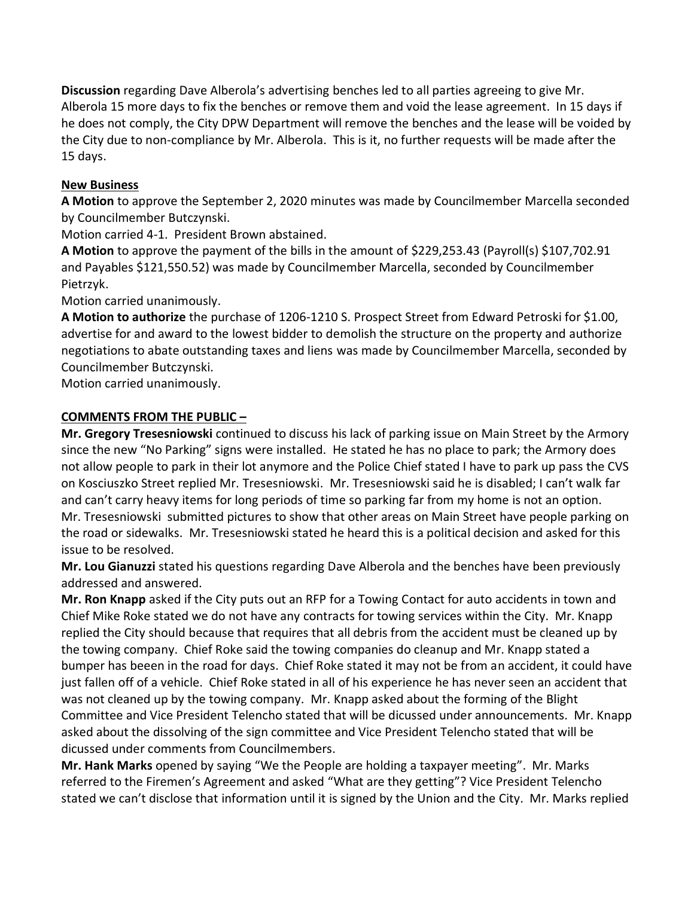**Discussion** regarding Dave Alberola's advertising benches led to all parties agreeing to give Mr. Alberola 15 more days to fix the benches or remove them and void the lease agreement. In 15 days if he does not comply, the City DPW Department will remove the benches and the lease will be voided by the City due to non-compliance by Mr. Alberola. This is it, no further requests will be made after the 15 days.

**New Business**

**A Motion** to approve the September 2, 2020 minutes was made by Councilmember Marcella seconded by Councilmember Butczynski.
Motion carried 4-1. President Brown abstained.

**A Motion** to approve the payment of the bills in the amount of $229,253.43 (Payroll(s) $107,702.91 and Payables $121,550.52) was made by Councilmember Marcella, seconded by Councilmember Pietrzyk.
Motion carried unanimously.

**A Motion to authorize** the purchase of 1206-1210 S. Prospect Street from Edward Petroski for $1.00, advertise for and award to the lowest bidder to demolish the structure on the property and authorize negotiations to abate outstanding taxes and liens was made by Councilmember Marcella, seconded by Councilmember Butczynski.
Motion carried unanimously.

**COMMENTS FROM THE PUBLIC –**

**Mr. Gregory Tresesniowski** continued to discuss his lack of parking issue on Main Street by the Armory since the new "No Parking" signs were installed. He stated he has no place to park; the Armory does not allow people to park in their lot anymore and the Police Chief stated I have to park up pass the CVS on Kosciuszko Street replied Mr. Tresesniowski. Mr. Tresesniowski said he is disabled; I can't walk far and can't carry heavy items for long periods of time so parking far from my home is not an option. Mr. Tresesniowski submitted pictures to show that other areas on Main Street have people parking on the road or sidewalks. Mr. Tresesniowski stated he heard this is a political decision and asked for this issue to be resolved.

**Mr. Lou Gianuzzi** stated his questions regarding Dave Alberola and the benches have been previously addressed and answered.

**Mr. Ron Knapp** asked if the City puts out an RFP for a Towing Contact for auto accidents in town and Chief Mike Roke stated we do not have any contracts for towing services within the City. Mr. Knapp replied the City should because that requires that all debris from the accident must be cleaned up by the towing company. Chief Roke said the towing companies do cleanup and Mr. Knapp stated a bumper has beeen in the road for days. Chief Roke stated it may not be from an accident, it could have just fallen off of a vehicle. Chief Roke stated in all of his experience he has never seen an accident that was not cleaned up by the towing company. Mr. Knapp asked about the forming of the Blight Committee and Vice President Telencho stated that will be dicussed under announcements. Mr. Knapp asked about the dissolving of the sign committee and Vice President Telencho stated that will be dicussed under comments from Councilmembers.

**Mr. Hank Marks** opened by saying "We the People are holding a taxpayer meeting". Mr. Marks referred to the Firemen's Agreement and asked "What are they getting"? Vice President Telencho stated we can't disclose that information until it is signed by the Union and the City. Mr. Marks replied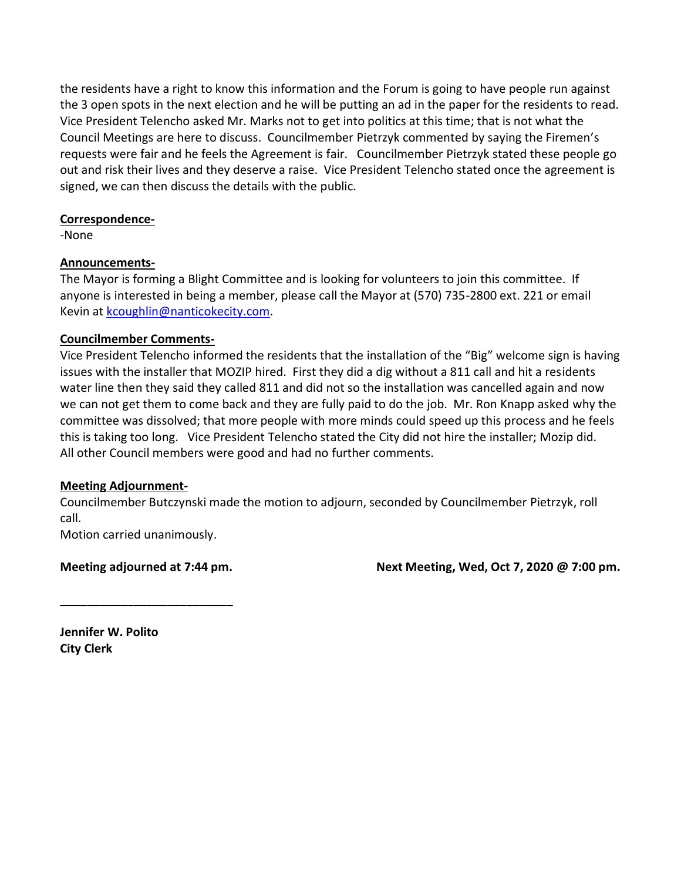the residents have a right to know this information and the Forum is going to have people run against the 3 open spots in the next election and he will be putting an ad in the paper for the residents to read. Vice President Telencho asked Mr. Marks not to get into politics at this time; that is not what the Council Meetings are here to discuss. Councilmember Pietrzyk commented by saying the Firemen's requests were fair and he feels the Agreement is fair. Councilmember Pietrzyk stated these people go out and risk their lives and they deserve a raise. Vice President Telencho stated once the agreement is signed, we can then discuss the details with the public.

**Correspondence-**

-None

**Announcements-**

The Mayor is forming a Blight Committee and is looking for volunteers to join this committee. If anyone is interested in being a member, please call the Mayor at (570) 735-2800 ext. 221 or email Kevin at kcoughlin@nanticokecity.com.

**Councilmember Comments-**

Vice President Telencho informed the residents that the installation of the "Big" welcome sign is having issues with the installer that MOZIP hired. First they did a dig without a 811 call and hit a residents water line then they said they called 811 and did not so the installation was cancelled again and now we can not get them to come back and they are fully paid to do the job. Mr. Ron Knapp asked why the committee was dissolved; that more people with more minds could speed up this process and he feels this is taking too long. Vice President Telencho stated the City did not hire the installer; Mozip did. All other Council members were good and had no further comments.

**Meeting Adjournment-**

Councilmember Butczynski made the motion to adjourn, seconded by Councilmember Pietrzyk, roll call.

Motion carried unanimously.

**Meeting adjourned at 7:44 pm.** **Next Meeting, Wed, Oct 7, 2020 @ 7:00 pm.**

\_\_\_\_\_\_\_\_\_\_\_\_\_\_\_\_\_\_\_\_\_\_\_\_\_\_

**Jennifer W. Polito**
**City Clerk**